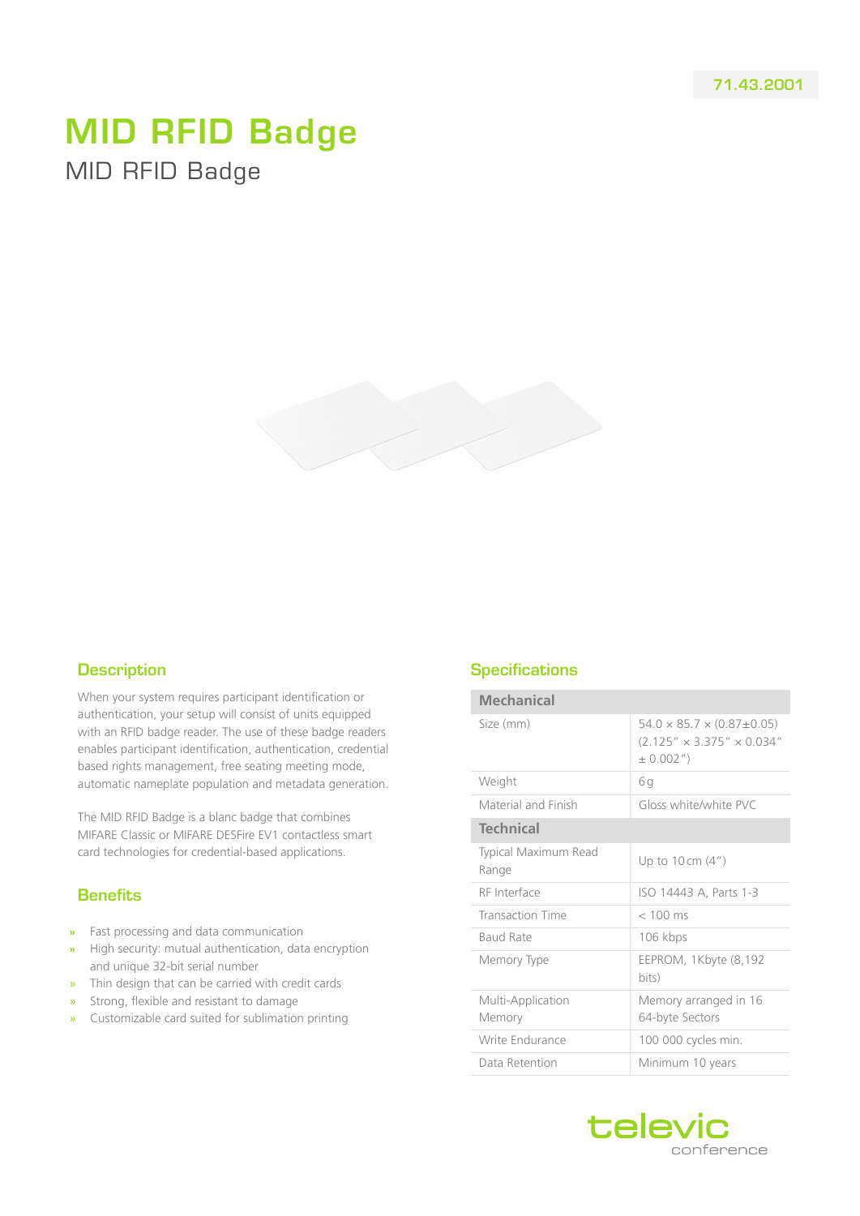71.43.2001

# MID RFID Badge

MID RFID Badge

## Description

When your system requires participant identification or authentication, your setup will consist of units equipped with an RFID badge reader. The use of these badge readers enables participant identification, authentication, credential based rights management, free seating meeting mode, automatic nameplate population and metadata generation.

The MID RFID Badge is a blanc badge that combines MIFARE Classic or MIFARE DESFire EV1 contactless smart card technologies for credential-based applications.

## Benefits

- Fast processing and data communication
- High security: mutual authentication, data encryption and unique 32-bit serial number
- Thin design that can be carried with credit cards
- Strong, flexible and resistant to damage
- Customizable card suited for sublimation printing

## Specifications

| **Mechanical** | |
|---|---|
| Size (mm) | 54.0 × 85.7 × (0.87±0.05) (2.125″ × 3.375″ × 0.034″ ± 0.002″) |
| Weight | 6 g |
| Material and Finish | Gloss white/white PVC |
| **Technical** | |
| Typical Maximum Read Range | Up to 10 cm (4″) |
| RF Interface | ISO 14443 A, Parts 1-3 |
| Transaction Time | < 100 ms |
| Baud Rate | 106 kbps |
| Memory Type | EEPROM, 1Kbyte (8,192 bits) |
| Multi-Application Memory | Memory arranged in 16 64-byte Sectors |
| Write Endurance | 100 000 cycles min. |
| Data Retention | Minimum 10 years |

televic conference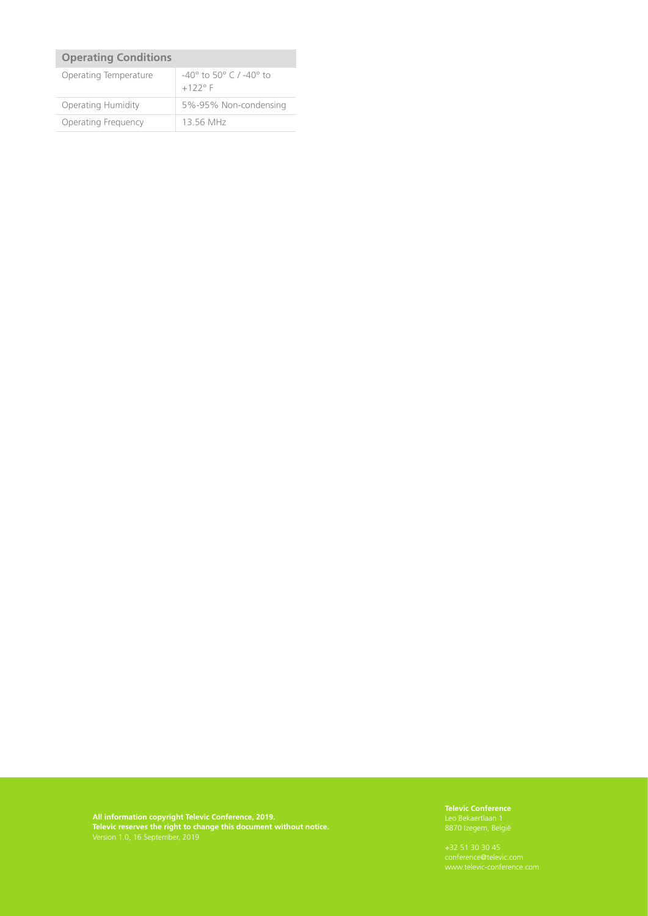| Operating Conditions | |
|---|---|
| Operating Temperature | -40° to 50° C / -40° to +122° F |
| Operating Humidity | 5%-95% Non-condensing |
| Operating Frequency | 13.56 MHz |

**All information copyright Televic Conference, 2019.**
**Televic reserves the right to change this document without notice.**
Version 1.0, 16 September, 2019

**Televic Conference**
Leo Bekaertlaan 1
8870 Izegem, België

+32 51 30 30 45
conference@televic.com
www.televic-conference.com